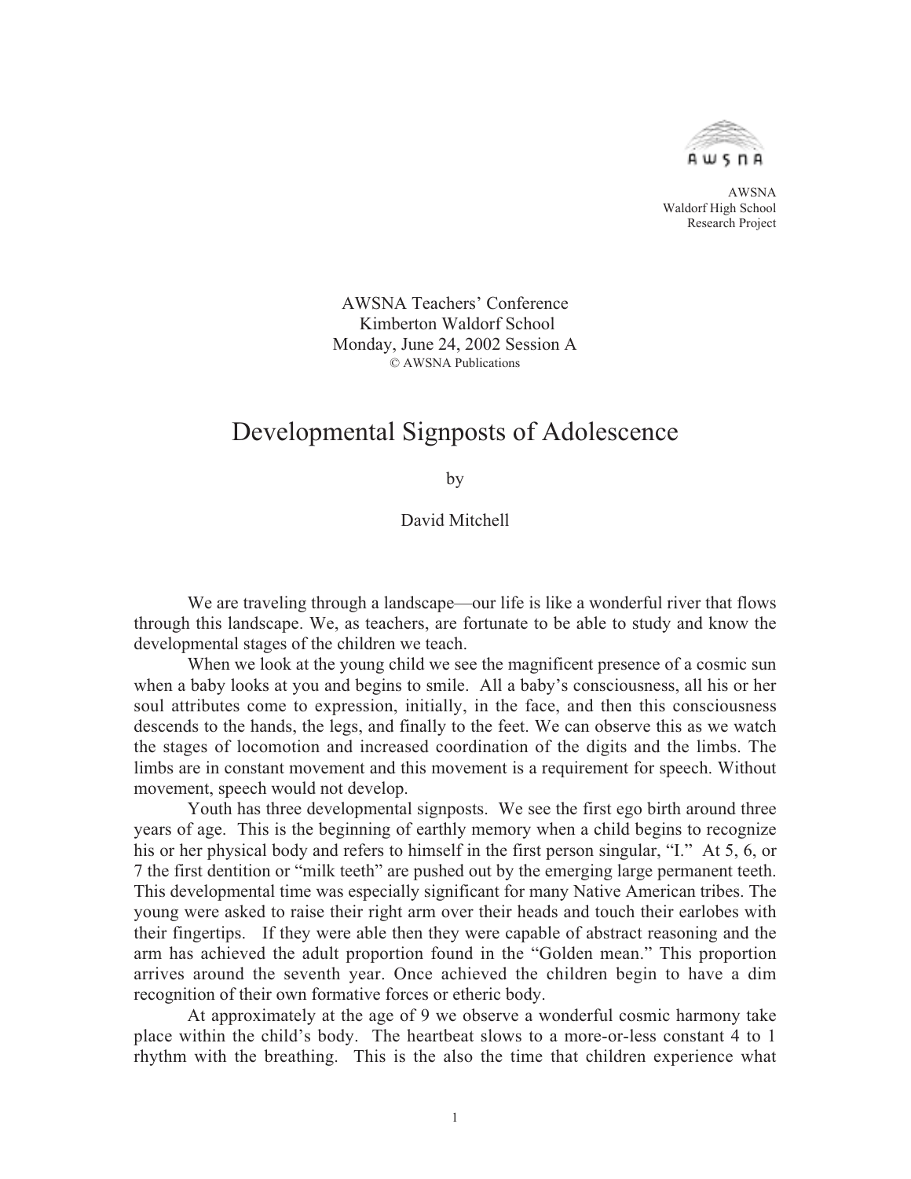AWSNA
Waldorf High School
Research Project

AWSNA Teachers' Conference
Kimberton Waldorf School
Monday, June 24, 2002 Session A
© AWSNA Publications

# Developmental Signposts of Adolescence

by

David Mitchell

We are traveling through a landscape—our life is like a wonderful river that flows through this landscape. We, as teachers, are fortunate to be able to study and know the developmental stages of the children we teach.

When we look at the young child we see the magnificent presence of a cosmic sun when a baby looks at you and begins to smile. All a baby's consciousness, all his or her soul attributes come to expression, initially, in the face, and then this consciousness descends to the hands, the legs, and finally to the feet. We can observe this as we watch the stages of locomotion and increased coordination of the digits and the limbs. The limbs are in constant movement and this movement is a requirement for speech. Without movement, speech would not develop.

Youth has three developmental signposts. We see the first ego birth around three years of age. This is the beginning of earthly memory when a child begins to recognize his or her physical body and refers to himself in the first person singular, "I." At 5, 6, or 7 the first dentition or "milk teeth" are pushed out by the emerging large permanent teeth. This developmental time was especially significant for many Native American tribes. The young were asked to raise their right arm over their heads and touch their earlobes with their fingertips. If they were able then they were capable of abstract reasoning and the arm has achieved the adult proportion found in the "Golden mean." This proportion arrives around the seventh year. Once achieved the children begin to have a dim recognition of their own formative forces or etheric body.

At approximately at the age of 9 we observe a wonderful cosmic harmony take place within the child's body. The heartbeat slows to a more-or-less constant 4 to 1 rhythm with the breathing. This is the also the time that children experience what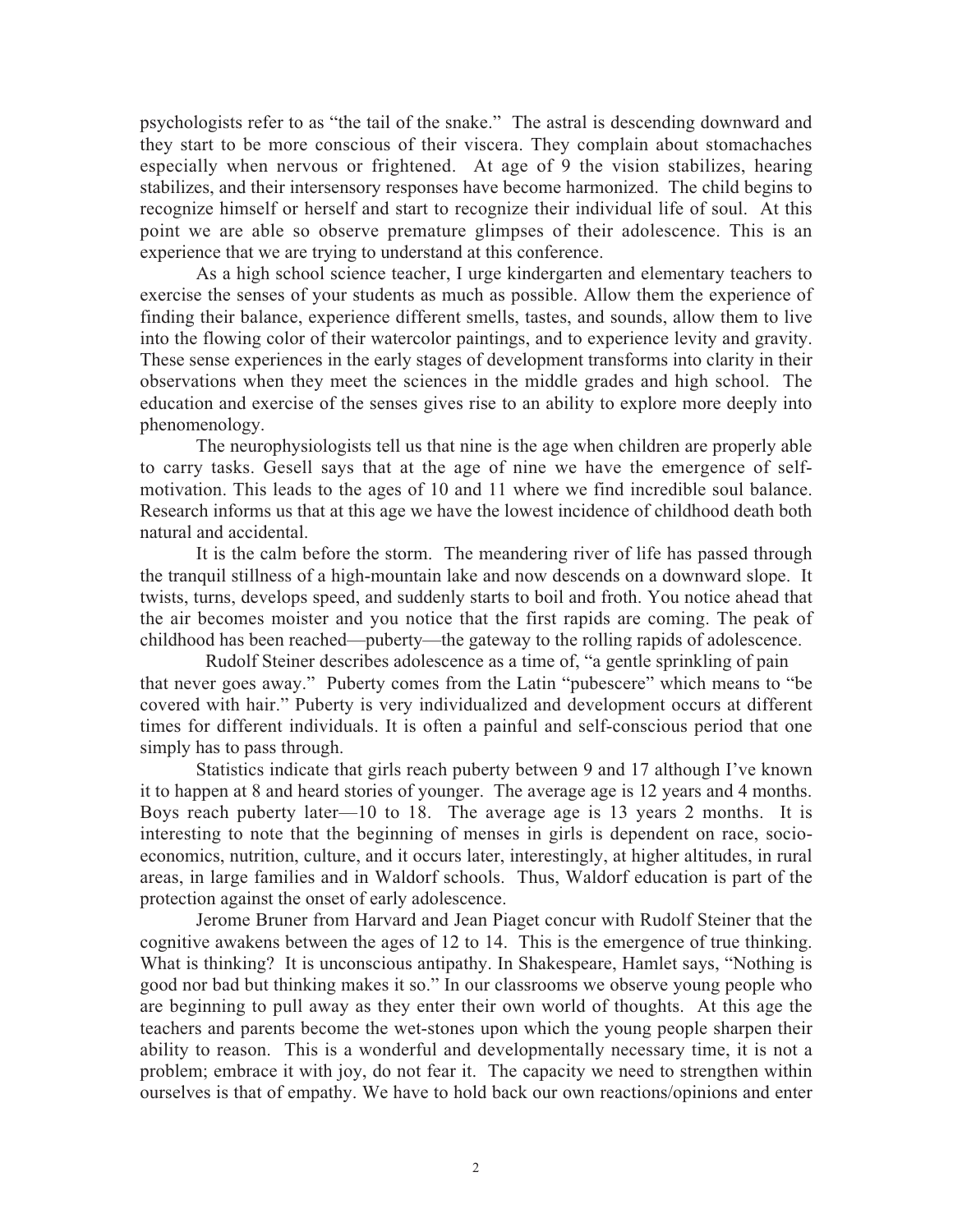psychologists refer to as "the tail of the snake." The astral is descending downward and they start to be more conscious of their viscera. They complain about stomachaches especially when nervous or frightened. At age of 9 the vision stabilizes, hearing stabilizes, and their intersensory responses have become harmonized. The child begins to recognize himself or herself and start to recognize their individual life of soul. At this point we are able so observe premature glimpses of their adolescence. This is an experience that we are trying to understand at this conference.

As a high school science teacher, I urge kindergarten and elementary teachers to exercise the senses of your students as much as possible. Allow them the experience of finding their balance, experience different smells, tastes, and sounds, allow them to live into the flowing color of their watercolor paintings, and to experience levity and gravity. These sense experiences in the early stages of development transforms into clarity in their observations when they meet the sciences in the middle grades and high school. The education and exercise of the senses gives rise to an ability to explore more deeply into phenomenology.

The neurophysiologists tell us that nine is the age when children are properly able to carry tasks. Gesell says that at the age of nine we have the emergence of self-motivation. This leads to the ages of 10 and 11 where we find incredible soul balance. Research informs us that at this age we have the lowest incidence of childhood death both natural and accidental.

It is the calm before the storm. The meandering river of life has passed through the tranquil stillness of a high-mountain lake and now descends on a downward slope. It twists, turns, develops speed, and suddenly starts to boil and froth. You notice ahead that the air becomes moister and you notice that the first rapids are coming. The peak of childhood has been reached—puberty—the gateway to the rolling rapids of adolescence.

Rudolf Steiner describes adolescence as a time of, "a gentle sprinkling of pain that never goes away." Puberty comes from the Latin "pubescere" which means to "be covered with hair." Puberty is very individualized and development occurs at different times for different individuals. It is often a painful and self-conscious period that one simply has to pass through.

Statistics indicate that girls reach puberty between 9 and 17 although I've known it to happen at 8 and heard stories of younger. The average age is 12 years and 4 months. Boys reach puberty later—10 to 18. The average age is 13 years 2 months. It is interesting to note that the beginning of menses in girls is dependent on race, socio-economics, nutrition, culture, and it occurs later, interestingly, at higher altitudes, in rural areas, in large families and in Waldorf schools. Thus, Waldorf education is part of the protection against the onset of early adolescence.

Jerome Bruner from Harvard and Jean Piaget concur with Rudolf Steiner that the cognitive awakens between the ages of 12 to 14. This is the emergence of true thinking. What is thinking? It is unconscious antipathy. In Shakespeare, Hamlet says, "Nothing is good nor bad but thinking makes it so." In our classrooms we observe young people who are beginning to pull away as they enter their own world of thoughts. At this age the teachers and parents become the wet-stones upon which the young people sharpen their ability to reason. This is a wonderful and developmentally necessary time, it is not a problem; embrace it with joy, do not fear it. The capacity we need to strengthen within ourselves is that of empathy. We have to hold back our own reactions/opinions and enter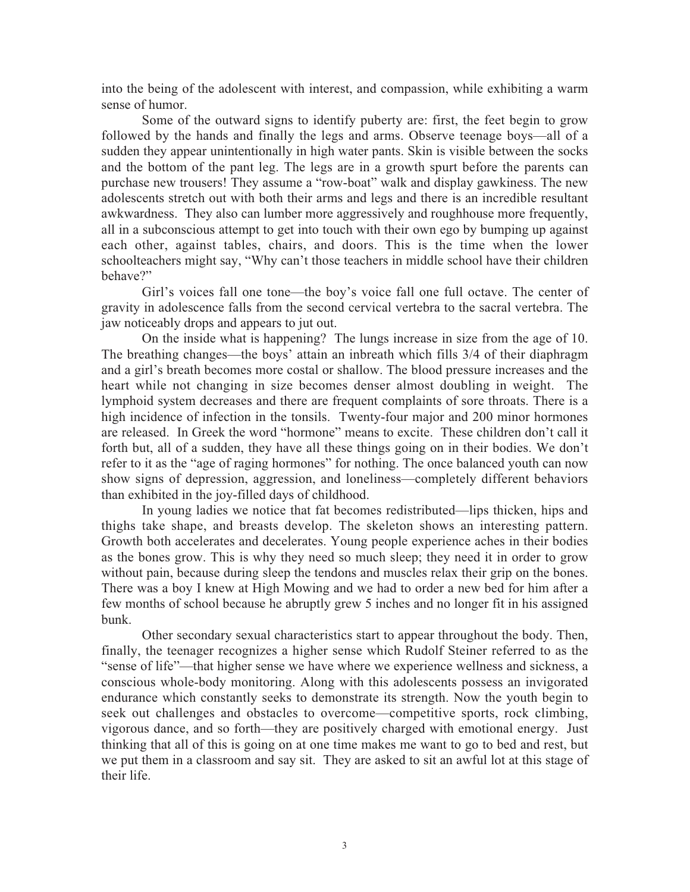into the being of the adolescent with interest, and compassion, while exhibiting a warm sense of humor.

Some of the outward signs to identify puberty are: first, the feet begin to grow followed by the hands and finally the legs and arms. Observe teenage boys—all of a sudden they appear unintentionally in high water pants. Skin is visible between the socks and the bottom of the pant leg. The legs are in a growth spurt before the parents can purchase new trousers! They assume a "row-boat" walk and display gawkiness. The new adolescents stretch out with both their arms and legs and there is an incredible resultant awkwardness. They also can lumber more aggressively and roughhouse more frequently, all in a subconscious attempt to get into touch with their own ego by bumping up against each other, against tables, chairs, and doors. This is the time when the lower schoolteachers might say, "Why can't those teachers in middle school have their children behave?"

Girl's voices fall one tone—the boy's voice fall one full octave. The center of gravity in adolescence falls from the second cervical vertebra to the sacral vertebra. The jaw noticeably drops and appears to jut out.

On the inside what is happening? The lungs increase in size from the age of 10. The breathing changes—the boys' attain an inbreath which fills 3/4 of their diaphragm and a girl's breath becomes more costal or shallow. The blood pressure increases and the heart while not changing in size becomes denser almost doubling in weight. The lymphoid system decreases and there are frequent complaints of sore throats. There is a high incidence of infection in the tonsils. Twenty-four major and 200 minor hormones are released. In Greek the word "hormone" means to excite. These children don't call it forth but, all of a sudden, they have all these things going on in their bodies. We don't refer to it as the "age of raging hormones" for nothing. The once balanced youth can now show signs of depression, aggression, and loneliness—completely different behaviors than exhibited in the joy-filled days of childhood.

In young ladies we notice that fat becomes redistributed—lips thicken, hips and thighs take shape, and breasts develop. The skeleton shows an interesting pattern. Growth both accelerates and decelerates. Young people experience aches in their bodies as the bones grow. This is why they need so much sleep; they need it in order to grow without pain, because during sleep the tendons and muscles relax their grip on the bones. There was a boy I knew at High Mowing and we had to order a new bed for him after a few months of school because he abruptly grew 5 inches and no longer fit in his assigned bunk.

Other secondary sexual characteristics start to appear throughout the body. Then, finally, the teenager recognizes a higher sense which Rudolf Steiner referred to as the "sense of life"—that higher sense we have where we experience wellness and sickness, a conscious whole-body monitoring. Along with this adolescents possess an invigorated endurance which constantly seeks to demonstrate its strength. Now the youth begin to seek out challenges and obstacles to overcome—competitive sports, rock climbing, vigorous dance, and so forth—they are positively charged with emotional energy. Just thinking that all of this is going on at one time makes me want to go to bed and rest, but we put them in a classroom and say sit. They are asked to sit an awful lot at this stage of their life.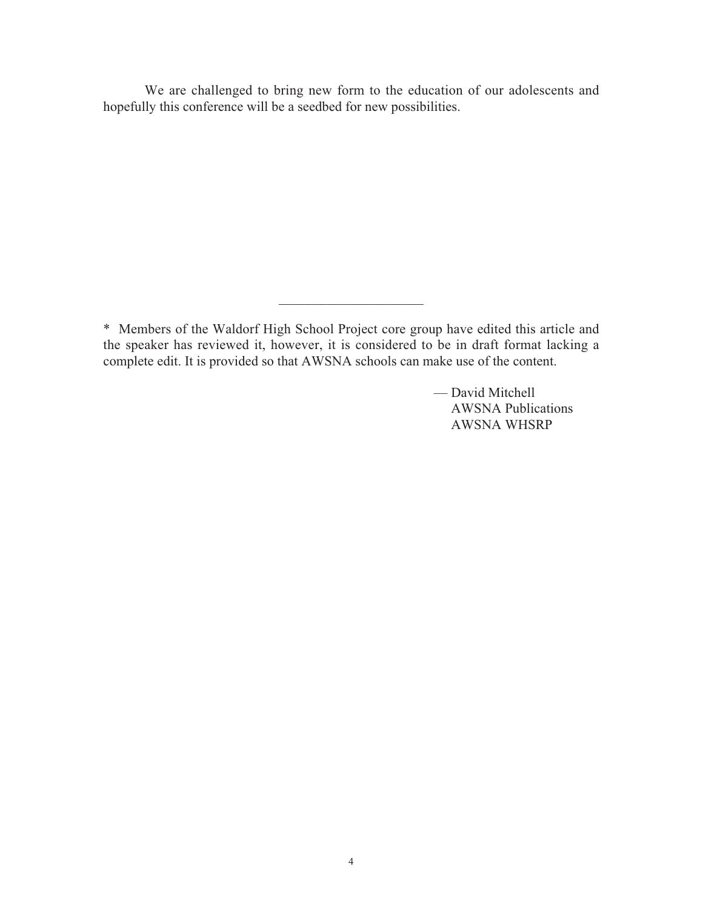We are challenged to bring new form to the education of our adolescents and hopefully this conference will be a seedbed for new possibilities.

---

* Members of the Waldorf High School Project core group have edited this article and the speaker has reviewed it, however, it is considered to be in draft format lacking a complete edit. It is provided so that AWSNA schools can make use of the content.

— David Mitchell
AWSNA Publications
AWSNA WHSRP